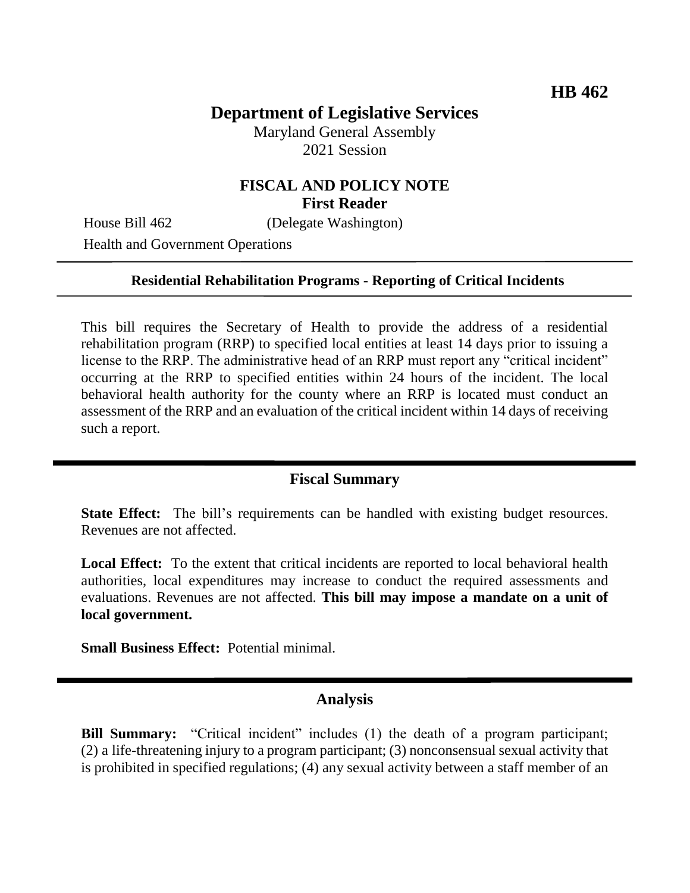HB 462

# Department of Legislative Services

Maryland General Assembly
2021 Session

## FISCAL AND POLICY NOTE
**First Reader**

House Bill 462 (Delegate Washington)
Health and Government Operations

---

**Residential Rehabilitation Programs - Reporting of Critical Incidents**

---

This bill requires the Secretary of Health to provide the address of a residential rehabilitation program (RRP) to specified local entities at least 14 days prior to issuing a license to the RRP. The administrative head of an RRP must report any "critical incident" occurring at the RRP to specified entities within 24 hours of the incident. The local behavioral health authority for the county where an RRP is located must conduct an assessment of the RRP and an evaluation of the critical incident within 14 days of receiving such a report.

## Fiscal Summary

**State Effect:** The bill's requirements can be handled with existing budget resources. Revenues are not affected.

**Local Effect:** To the extent that critical incidents are reported to local behavioral health authorities, local expenditures may increase to conduct the required assessments and evaluations. Revenues are not affected. **This bill may impose a mandate on a unit of local government.**

**Small Business Effect:** Potential minimal.

## Analysis

**Bill Summary:** "Critical incident" includes (1) the death of a program participant; (2) a life-threatening injury to a program participant; (3) nonconsensual sexual activity that is prohibited in specified regulations; (4) any sexual activity between a staff member of an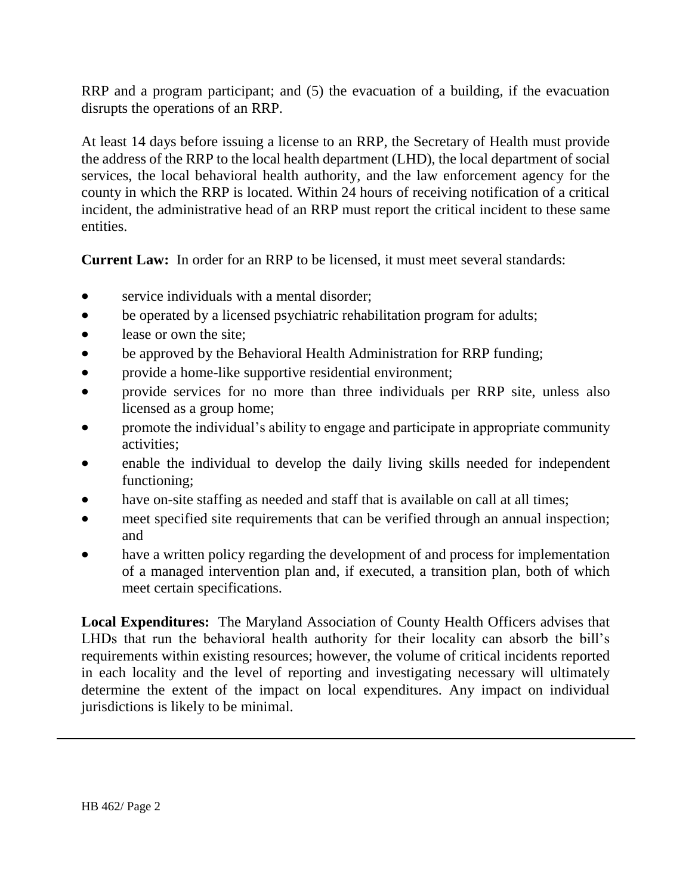RRP and a program participant; and (5) the evacuation of a building, if the evacuation disrupts the operations of an RRP.

At least 14 days before issuing a license to an RRP, the Secretary of Health must provide the address of the RRP to the local health department (LHD), the local department of social services, the local behavioral health authority, and the law enforcement agency for the county in which the RRP is located. Within 24 hours of receiving notification of a critical incident, the administrative head of an RRP must report the critical incident to these same entities.

**Current Law:** In order for an RRP to be licensed, it must meet several standards:

- service individuals with a mental disorder;
- be operated by a licensed psychiatric rehabilitation program for adults;
- lease or own the site;
- be approved by the Behavioral Health Administration for RRP funding;
- provide a home-like supportive residential environment;
- provide services for no more than three individuals per RRP site, unless also licensed as a group home;
- promote the individual's ability to engage and participate in appropriate community activities;
- enable the individual to develop the daily living skills needed for independent functioning;
- have on-site staffing as needed and staff that is available on call at all times;
- meet specified site requirements that can be verified through an annual inspection; and
- have a written policy regarding the development of and process for implementation of a managed intervention plan and, if executed, a transition plan, both of which meet certain specifications.

**Local Expenditures:** The Maryland Association of County Health Officers advises that LHDs that run the behavioral health authority for their locality can absorb the bill's requirements within existing resources; however, the volume of critical incidents reported in each locality and the level of reporting and investigating necessary will ultimately determine the extent of the impact on local expenditures. Any impact on individual jurisdictions is likely to be minimal.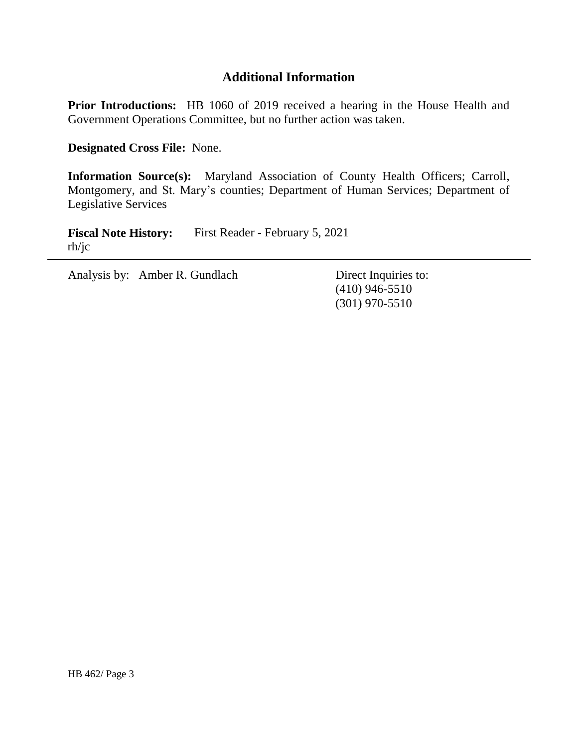## Additional Information

**Prior Introductions:** HB 1060 of 2019 received a hearing in the House Health and Government Operations Committee, but no further action was taken.

**Designated Cross File:** None.

**Information Source(s):** Maryland Association of County Health Officers; Carroll, Montgomery, and St. Mary's counties; Department of Human Services; Department of Legislative Services

**Fiscal Note History:** First Reader - February 5, 2021
rh/jc

---

Analysis by: Amber R. Gundlach

Direct Inquiries to:
(410) 946-5510
(301) 970-5510